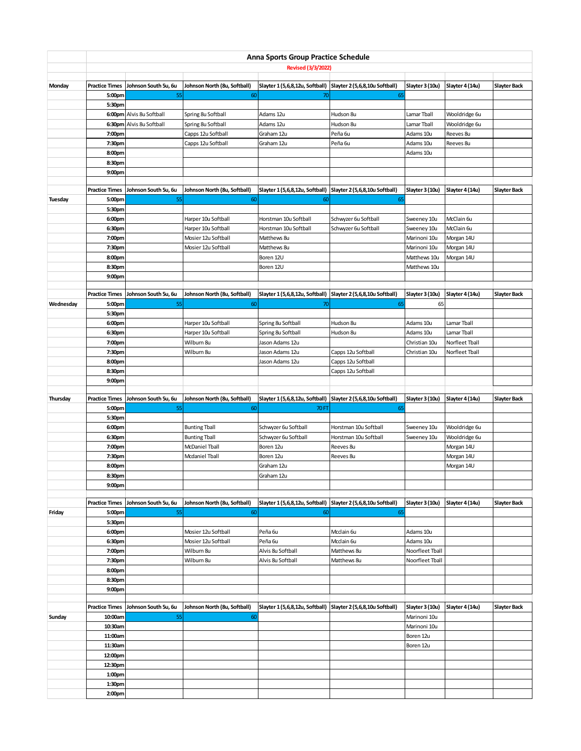# Anna Sports Group Practice Schedule

Revised (3/3/2022)

| | Practice Times | Johnson South 5u, 6u | Johnson North (8u, Softball) | Slayter 1 (5,6,8,12u, Softball) | Slayter 2 (5,6,8,10u Softball) | Slayter 3 (10u) | Slayter 4 (14u) | Slayter Back |
|---|---|---|---|---|---|---|---|---|
| Monday | 5:00pm | 55 | 60 | 70 | 65 | | | |
| | 5:30pm | | | | | | | |
| | 6:00pm | Alvis 8u Softball | Spring 8u Softball | Adams 12u | Hudson 8u | Lamar Tball | Wooldridge 6u | |
| | 6:30pm | Alvis 8u Softball | Spring 8u Softball | Adams 12u | Hudson 8u | Lamar Tball | Wooldridge 6u | |
| | 7:00pm | | Capps 12u Softball | Graham 12u | Peña 6u | Adams 10u | Reeves 8u | |
| | 7:30pm | | Capps 12u Softball | Graham 12u | Peña 6u | Adams 10u | Reeves 8u | |
| | 8:00pm | | | | | Adams 10u | | |
| | 8:30pm | | | | | | | |
| | 9:00pm | | | | | | | |

| | Practice Times | Johnson South 5u, 6u | Johnson North (8u, Softball) | Slayter 1 (5,6,8,12u, Softball) | Slayter 2 (5,6,8,10u Softball) | Slayter 3 (10u) | Slayter 4 (14u) | Slayter Back |
|---|---|---|---|---|---|---|---|---|
| Tuesday | 5:00pm | 55 | 60 | 60 | 65 | | | |
| | 5:30pm | | | | | | | |
| | 6:00pm | | Harper 10u Softball | Horstman 10u Softball | Schwyzer 6u Softball | Sweeney 10u | McClain 6u | |
| | 6:30pm | | Harper 10u Softball | Horstman 10u Softball | Schwyzer 6u Softball | Sweeney 10u | McClain 6u | |
| | 7:00pm | | Mosier 12u Softball | Matthews 8u | | Marinoni 10u | Morgan 14U | |
| | 7:30pm | | Mosier 12u Softball | Matthews 8u | | Marinoni 10u | Morgan 14U | |
| | 8:00pm | | | Boren 12U | | Matthews 10u | Morgan 14U | |
| | 8:30pm | | | Boren 12U | | Matthews 10u | | |
| | 9:00pm | | | | | | | |

| | Practice Times | Johnson South 5u, 6u | Johnson North (8u, Softball) | Slayter 1 (5,6,8,12u, Softball) | Slayter 2 (5,6,8,10u Softball) | Slayter 3 (10u) | Slayter 4 (14u) | Slayter Back |
|---|---|---|---|---|---|---|---|---|
| Wednesday | 5:00pm | 55 | 60 | 70 | 65 | 65 | | |
| | 5:30pm | | | | | | | |
| | 6:00pm | | Harper 10u Softball | Spring 8u Softball | Hudson 8u | Adams 10u | Lamar Tball | |
| | 6:30pm | | Harper 10u Softball | Spring 8u Softball | Hudson 8u | Adams 10u | Lamar Tball | |
| | 7:00pm | | Wilburn 8u | Jason Adams 12u | | Christian 10u | Norfleet Tball | |
| | 7:30pm | | Wilburn 8u | Jason Adams 12u | Capps 12u Softball | Christian 10u | Norfleet Tball | |
| | 8:00pm | | | Jason Adams 12u | Capps 12u Softball | | | |
| | 8:30pm | | | | Capps 12u Softball | | | |
| | 9:00pm | | | | | | | |

| | Practice Times | Johnson South 5u, 6u | Johnson North (8u, Softball) | Slayter 1 (5,6,8,12u, Softball) | Slayter 2 (5,6,8,10u Softball) | Slayter 3 (10u) | Slayter 4 (14u) | Slayter Back |
|---|---|---|---|---|---|---|---|---|
| Thursday | 5:00pm | 55 | 60 | 70 FT | 65 | | | |
| | 5:30pm | | | | | | | |
| | 6:00pm | | Bunting Tball | Schwyzer 6u Softball | Horstman 10u Softball | Sweeney 10u | Wooldridge 6u | |
| | 6:30pm | | Bunting Tball | Schwyzer 6u Softball | Horstman 10u Softball | Sweeney 10u | Wooldridge 6u | |
| | 7:00pm | | McDaniel Tball | Boren 12u | Reeves 8u | | Morgan 14U | |
| | 7:30pm | | Mcdaniel Tball | Boren 12u | Reeves 8u | | Morgan 14U | |
| | 8:00pm | | | Graham 12u | | | Morgan 14U | |
| | 8:30pm | | | Graham 12u | | | | |
| | 9:00pm | | | | | | | |

| | Practice Times | Johnson South 5u, 6u | Johnson North (8u, Softball) | Slayter 1 (5,6,8,12u, Softball) | Slayter 2 (5,6,8,10u Softball) | Slayter 3 (10u) | Slayter 4 (14u) | Slayter Back |
|---|---|---|---|---|---|---|---|---|
| Friday | 5:00pm | 55 | 60 | 60 | 65 | | | |
| | 5:30pm | | | | | | | |
| | 6:00pm | | Mosier 12u Softball | Peña 6u | Mcclain 6u | Adams 10u | | |
| | 6:30pm | | Mosier 12u Softball | Peña 6u | Mcclain 6u | Adams 10u | | |
| | 7:00pm | | Wilburn 8u | Alvis 8u Softball | Matthews 8u | Noorfleet Tball | | |
| | 7:30pm | | Wilburn 8u | Alvis 8u Softball | Matthews 8u | Noorfleet Tball | | |
| | 8:00pm | | | | | | | |
| | 8:30pm | | | | | | | |
| | 9:00pm | | | | | | | |

| | Practice Times | Johnson South 5u, 6u | Johnson North (8u, Softball) | Slayter 1 (5,6,8,12u, Softball) | Slayter 2 (5,6,8,10u Softball) | Slayter 3 (10u) | Slayter 4 (14u) | Slayter Back |
|---|---|---|---|---|---|---|---|---|
| Sunday | 10:00am | 55 | 60 | | | Marinoni 10u | | |
| | 10:30am | | | | | Marinoni 10u | | |
| | 11:00am | | | | | Boren 12u | | |
| | 11:30am | | | | | Boren 12u | | |
| | 12:00pm | | | | | | | |
| | 12:30pm | | | | | | | |
| | 1:00pm | | | | | | | |
| | 1:30pm | | | | | | | |
| | 2:00pm | | | | | | | |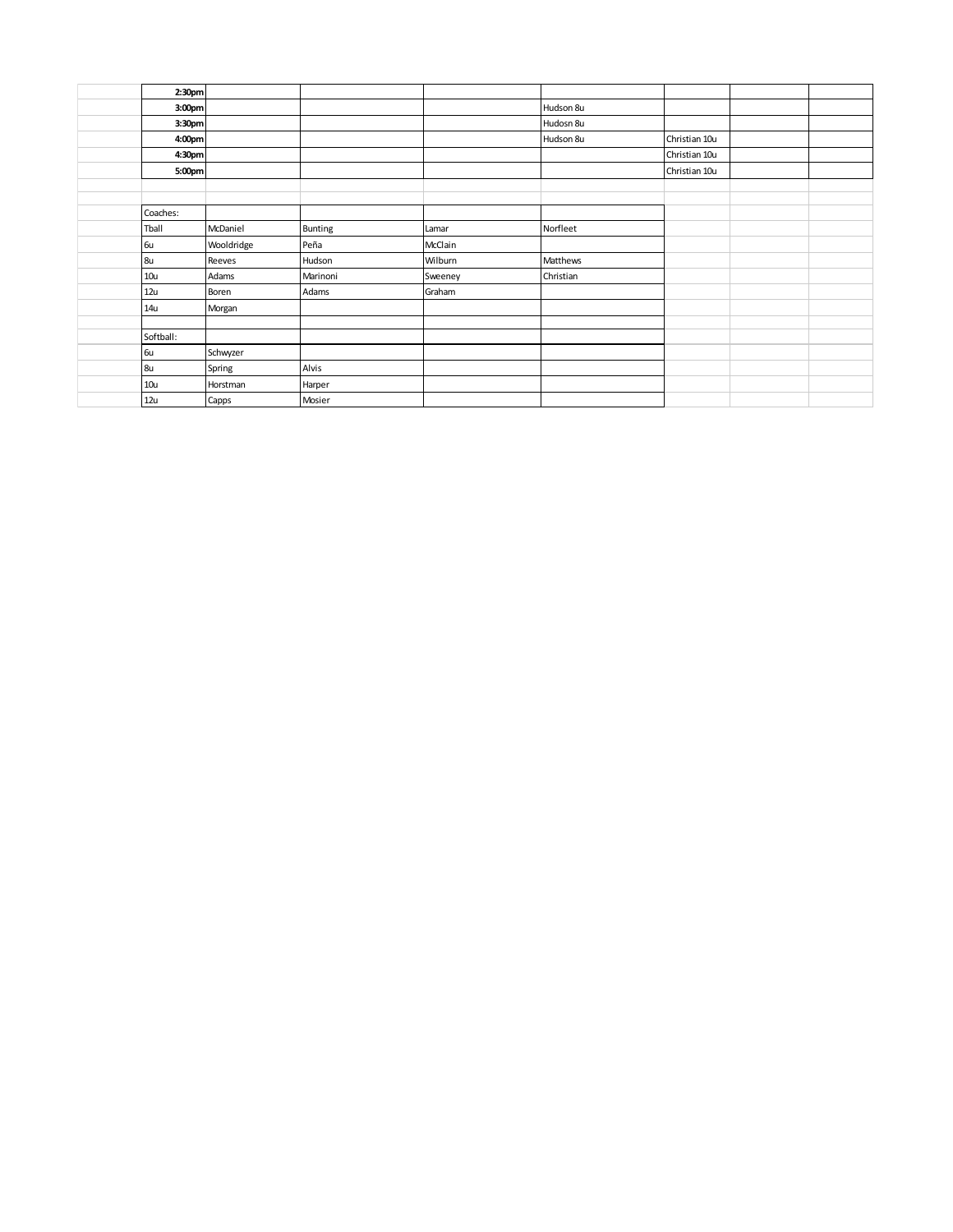| | | | | | | | | |
|---|---|---|---|---|---|---|---|---|
| | **2:30pm** | | | | | | | |
| | **3:00pm** | | | | Hudson 8u | | | |
| | **3:30pm** | | | | Hudosn 8u | | | |
| | **4:00pm** | | | | Hudson 8u | Christian 10u | | |
| | **4:30pm** | | | | | Christian 10u | | |
| | **5:00pm** | | | | | Christian 10u | | |

| | | | | |
|---|---|---|---|---|
| Coaches: | | | | |
| Tball | McDaniel | Bunting | Lamar | Norfleet |
| 6u | Wooldridge | Peña | McClain | |
| 8u | Reeves | Hudson | Wilburn | Matthews |
| 10u | Adams | Marinoni | Sweeney | Christian |
| 12u | Boren | Adams | Graham | |
| 14u | Morgan | | | |
| | | | | |
| Softball: | | | | |
| 6u | Schwyzer | | | |
| 8u | Spring | Alvis | | |
| 10u | Horstman | Harper | | |
| 12u | Capps | Mosier | | |